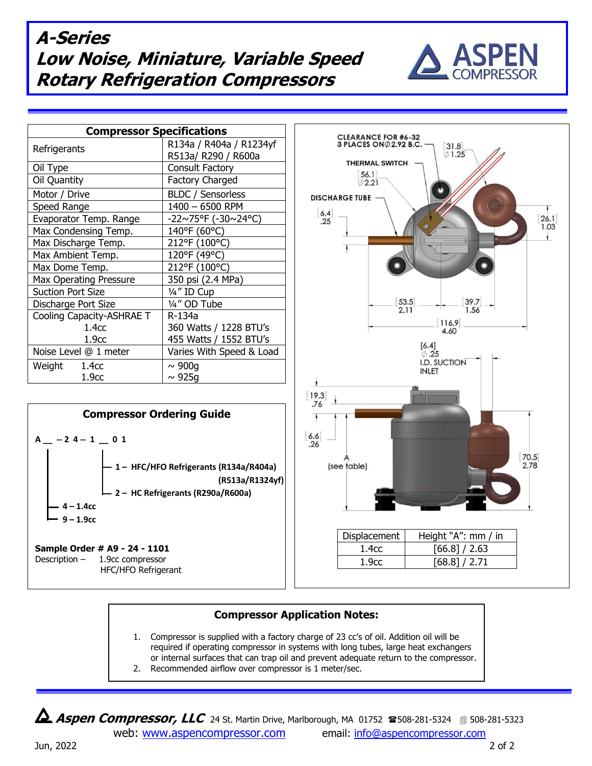# A-Series
# Low Noise, Miniature, Variable Speed Rotary Refrigeration Compressors

ASPEN COMPRESSOR

| Compressor Specifications | |
|---|---|
| Refrigerants | R134a / R404a / R1234yf R513a/ R290 / R600a |
| Oil Type | Consult Factory |
| Oil Quantity | Factory Charged |
| Motor / Drive | BLDC / Sensorless |
| Speed Range | 1400 – 6500 RPM |
| Evaporator Temp. Range | -22~75°F (-30~24°C) |
| Max Condensing Temp. | 140°F (60°C) |
| Max Discharge Temp. | 212°F (100°C) |
| Max Ambient Temp. | 120°F (49°C) |
| Max Dome Temp. | 212°F (100°C) |
| Max Operating Pressure | 350 psi (2.4 MPa) |
| Suction Port Size | ¼" ID Cup |
| Discharge Port Size | ¼" OD Tube |
| Cooling Capacity-ASHRAE T | R-134a |
| 1.4cc | 360 Watts / 1228 BTU's |
| 1.9cc | 455 Watts / 1552 BTU's |
| Noise Level @ 1 meter | Varies With Speed & Load |
| Weight 1.4cc | ~ 900g |
| 1.9cc | ~ 925g |

CLEARANCE FOR #6-32 3 PLACES ON ∅2.92 B.C. [31.8] ∅1.25

THERMAL SWITCH [56.1] ∅2.21

DISCHARGE TUBE [6.4] .25

[26.1] 1.03

[53.5] 2.11 [39.7] 1.56 [116.9] 4.60

[6.4] ∅.25 I.D. SUCTION INLET

[19.3] .76 [6.6] .26 A (see table) [70.5] 2.78

| Displacement | Height "A": mm / in |
|---|---|
| 1.4cc | [66.8] / 2.63 |
| 1.9cc | [68.8] / 2.71 |

## Compressor Ordering Guide

**A __ -- 2 4 -- 1 __ 0 1**

- **1 – HFC/HFO Refrigerants (R134a/R404a) (R513a/R1324yf)**
- **2 – HC Refrigerants (R290a/R600a)**
- **4 – 1.4cc**
- **9 – 1.9cc**

**Sample Order # A9 - 24 - 1101**

Description – 1.9cc compressor HFC/HFO Refrigerant

## Compressor Application Notes:

1. Compressor is supplied with a factory charge of 23 cc's of oil. Addition oil will be required if operating compressor in systems with long tubes, large heat exchangers or internal surfaces that can trap oil and prevent adequate return to the compressor.
2. Recommended airflow over compressor is 1 meter/sec.

**Aspen Compressor, LLC** 24 St. Martin Drive, Marlborough, MA 01752 ☎508-281-5324 508-281-5323

web: www.aspencompressor.com email: info@aspencompressor.com

Jun, 2022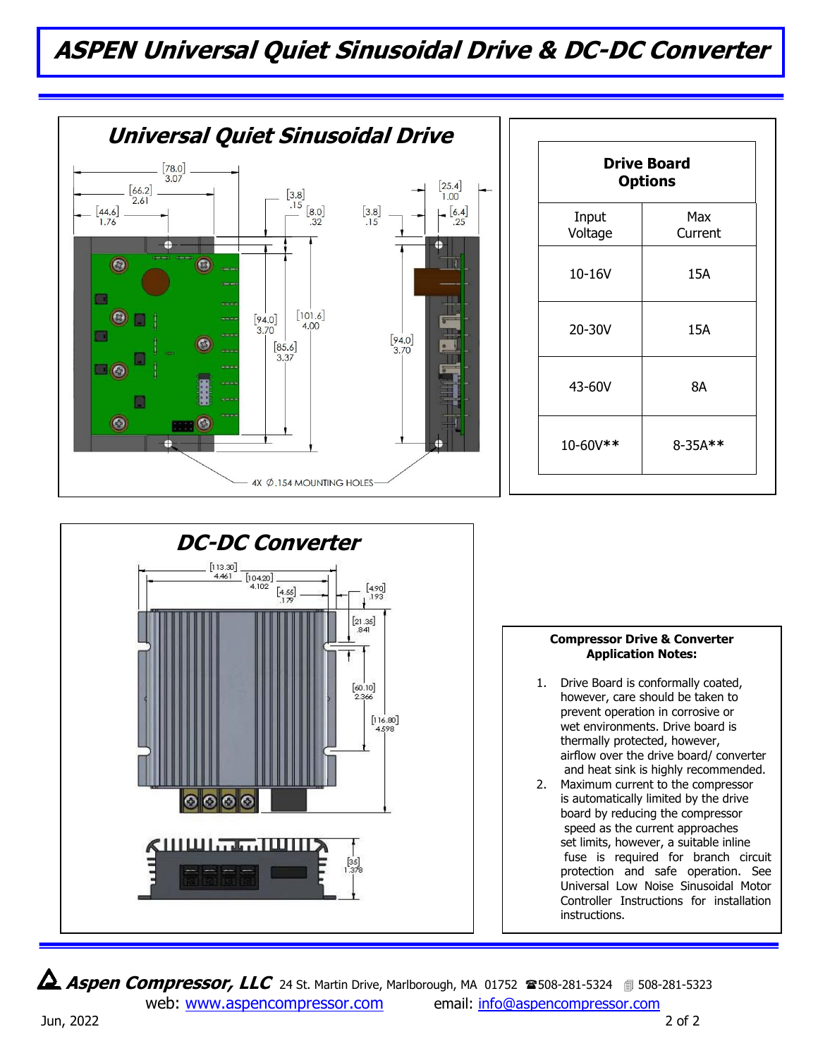# ASPEN Universal Quiet Sinusoidal Drive & DC-DC Converter

## Universal Quiet Sinusoidal Drive

[78.0]
3.07

[66.2]
2.61

[44.6]
1.76

[3.8]
.15

[8.0]
.32

[3.8]
.15

[25.4]
1.00

[6.4]
.25

[94.0]
3.70

[101.6]
4.00

[85.6]
3.37

[94.0]
3.70

4X ∅.154 MOUNTING HOLES

| Drive Board Options | |
|---|---|
| Input Voltage | Max Current |
| 10-16V | 15A |
| 20-30V | 15A |
| 43-60V | 8A |
| 10-60V** | 8-35A** |

## DC-DC Converter

[113.30]
4.461

[104.20]
4.102

[4.55]
.179

[4.90]
.193

[21.35]
.841

[60.10]
2.366

[116.80]
4.598

[35]
1.378

**Compressor Drive & Converter Application Notes:**

1. Drive Board is conformally coated, however, care should be taken to prevent operation in corrosive or wet environments. Drive board is thermally protected, however, airflow over the drive board/ converter and heat sink is highly recommended.
2. Maximum current to the compressor is automatically limited by the drive board by reducing the compressor speed as the current approaches set limits, however, a suitable inline fuse is required for branch circuit protection and safe operation. See Universal Low Noise Sinusoidal Motor Controller Instructions for installation instructions.

**Aspen Compressor, LLC** 24 St. Martin Drive, Marlborough, MA 01752 ☎508-281-5324 508-281-5323
web: www.aspencompressor.com email: info@aspencompressor.com

Jun, 2022